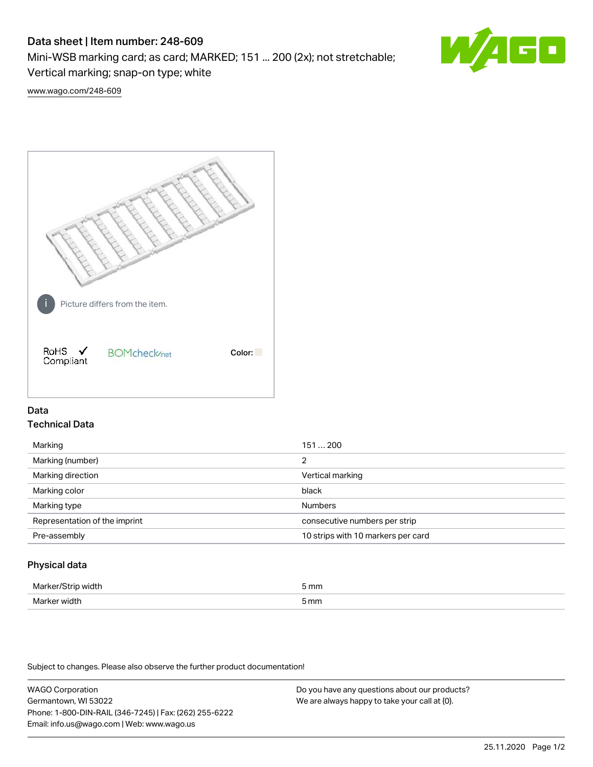# Data sheet | Item number: 248-609

Mini-WSB marking card; as card; MARKED; 151 ... 200 (2x); not stretchable; Vertical marking; snap-on type; white

www.wago.com/248-609

Picture differs from the item.

RoHS ✓ Compliant

BOMcheck.net

Color:

## Data

### Technical Data

| | |
|---|---|
| Marking | 151 … 200 |
| Marking (number) | 2 |
| Marking direction | Vertical marking |
| Marking color | black |
| Marking type | Numbers |
| Representation of the imprint | consecutive numbers per strip |
| Pre-assembly | 10 strips with 10 markers per card |

### Physical data

| | |
|---|---|
| Marker/Strip width | 5 mm |
| Marker width | 5 mm |

Subject to changes. Please also observe the further product documentation!

WAGO Corporation
Germantown, WI 53022
Phone: 1-800-DIN-RAIL (346-7245) | Fax: (262) 255-6222
Email: info.us@wago.com | Web: www.wago.us

Do you have any questions about our products?
We are always happy to take your call at {0}.

25.11.2020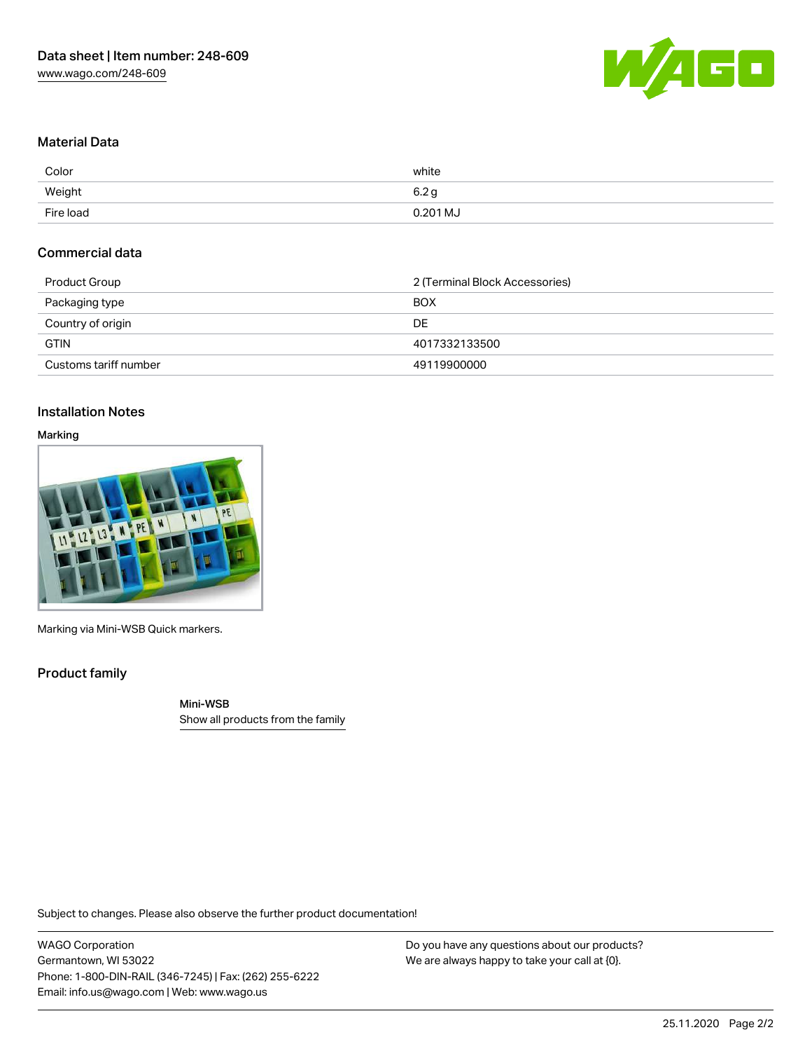Data sheet | Item number: 248-609
www.wago.com/248-609

## Material Data

| | |
|---|---|
| Color | white |
| Weight | 6.2 g |
| Fire load | 0.201 MJ |

## Commercial data

| | |
|---|---|
| Product Group | 2 (Terminal Block Accessories) |
| Packaging type | BOX |
| Country of origin | DE |
| GTIN | 4017332133500 |
| Customs tariff number | 49119900000 |

## Installation Notes

### Marking

Marking via Mini-WSB Quick markers.

## Product family

Mini-WSB
Show all products from the family

Subject to changes. Please also observe the further product documentation!

WAGO Corporation
Germantown, WI 53022
Phone: 1-800-DIN-RAIL (346-7245) | Fax: (262) 255-6222
Email: info.us@wago.com | Web: www.wago.us

Do you have any questions about our products?
We are always happy to take your call at {0}.

25.11.2020